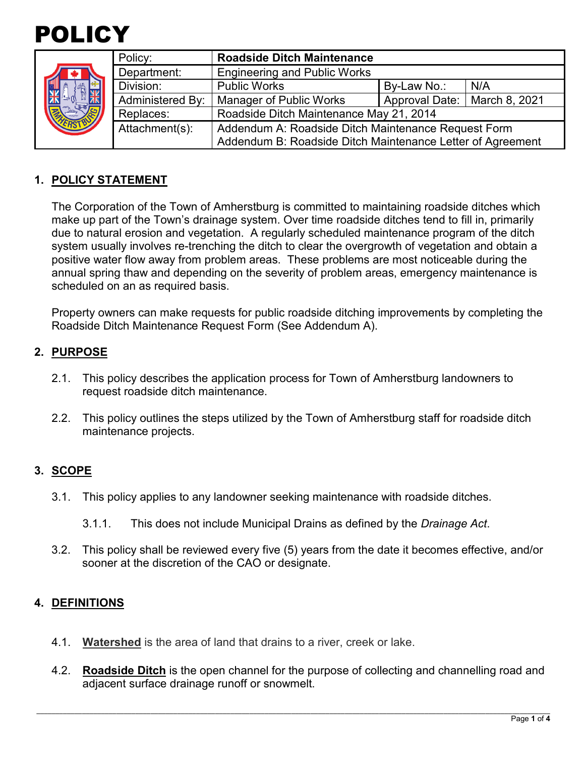# POLICY

| | | | | |
|---|---|---|---|---|
| Policy: | **Roadside Ditch Maintenance** | | | |
| Department: | Engineering and Public Works | | | |
| Division: | Public Works | By-Law No.: | N/A | |
| Administered By: | Manager of Public Works | Approval Date: | March 8, 2021 | |
| Replaces: | Roadside Ditch Maintenance May 21, 2014 | | | |
| Attachment(s): | Addendum A: Roadside Ditch Maintenance Request Form<br>Addendum B: Roadside Ditch Maintenance Letter of Agreement | | | |

## 1. POLICY STATEMENT

The Corporation of the Town of Amherstburg is committed to maintaining roadside ditches which make up part of the Town's drainage system. Over time roadside ditches tend to fill in, primarily due to natural erosion and vegetation. A regularly scheduled maintenance program of the ditch system usually involves re-trenching the ditch to clear the overgrowth of vegetation and obtain a positive water flow away from problem areas. These problems are most noticeable during the annual spring thaw and depending on the severity of problem areas, emergency maintenance is scheduled on an as required basis.

Property owners can make requests for public roadside ditching improvements by completing the Roadside Ditch Maintenance Request Form (See Addendum A).

## 2. PURPOSE

2.1. This policy describes the application process for Town of Amherstburg landowners to request roadside ditch maintenance.

2.2. This policy outlines the steps utilized by the Town of Amherstburg staff for roadside ditch maintenance projects.

## 3. SCOPE

3.1. This policy applies to any landowner seeking maintenance with roadside ditches.

3.1.1. This does not include Municipal Drains as defined by the *Drainage Act*.

3.2. This policy shall be reviewed every five (5) years from the date it becomes effective, and/or sooner at the discretion of the CAO or designate.

## 4. DEFINITIONS

4.1. **Watershed** is the area of land that drains to a river, creek or lake.

4.2. **Roadside Ditch** is the open channel for the purpose of collecting and channelling road and adjacent surface drainage runoff or snowmelt.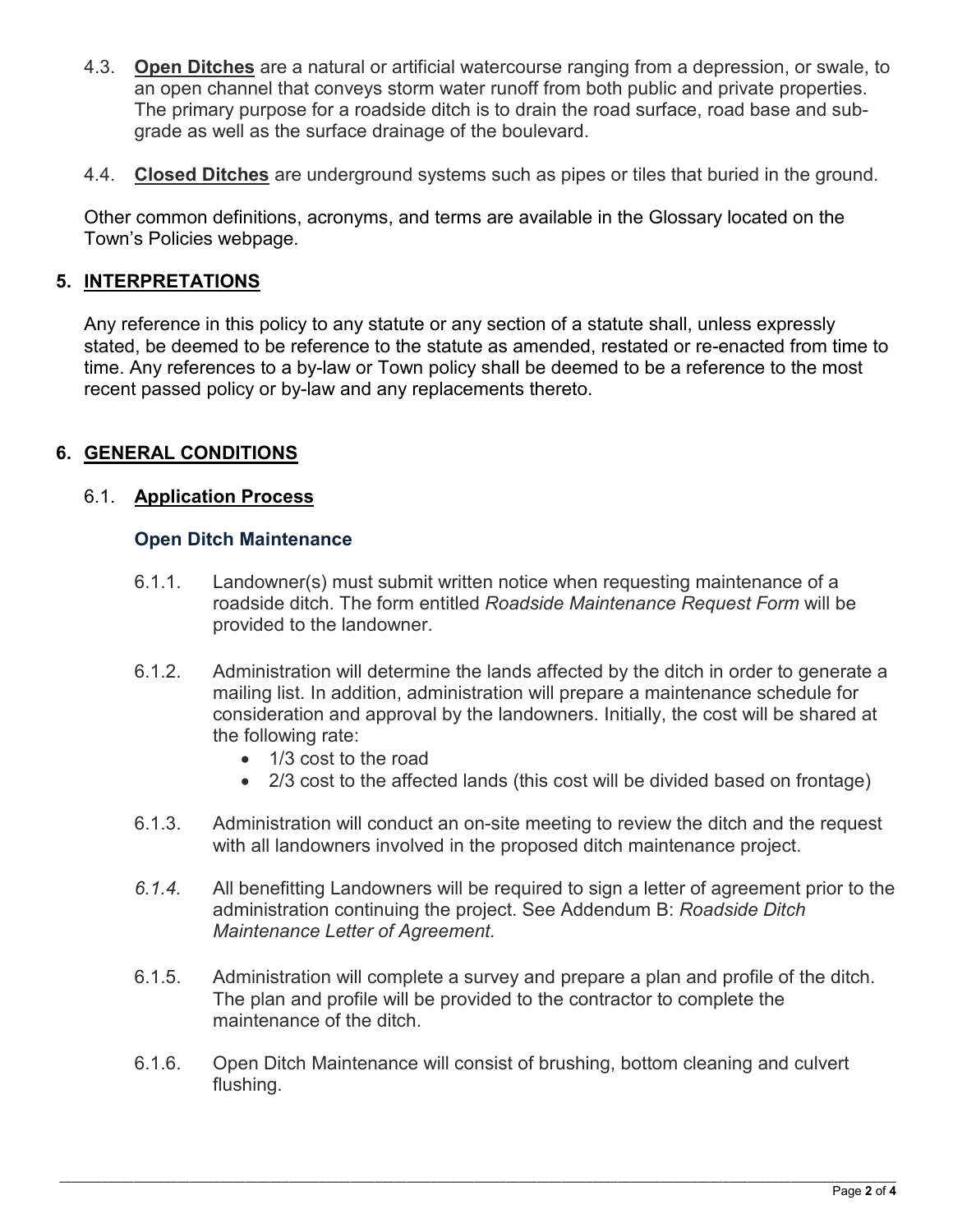4.3. **Open Ditches** are a natural or artificial watercourse ranging from a depression, or swale, to an open channel that conveys storm water runoff from both public and private properties. The primary purpose for a roadside ditch is to drain the road surface, road base and sub-grade as well as the surface drainage of the boulevard.

4.4. **Closed Ditches** are underground systems such as pipes or tiles that buried in the ground.

Other common definitions, acronyms, and terms are available in the Glossary located on the Town's Policies webpage.

## 5. INTERPRETATIONS

Any reference in this policy to any statute or any section of a statute shall, unless expressly stated, be deemed to be reference to the statute as amended, restated or re-enacted from time to time. Any references to a by-law or Town policy shall be deemed to be a reference to the most recent passed policy or by-law and any replacements thereto.

## 6. GENERAL CONDITIONS

### 6.1. Application Process

#### Open Ditch Maintenance

6.1.1. Landowner(s) must submit written notice when requesting maintenance of a roadside ditch. The form entitled *Roadside Maintenance Request Form* will be provided to the landowner.

6.1.2. Administration will determine the lands affected by the ditch in order to generate a mailing list. In addition, administration will prepare a maintenance schedule for consideration and approval by the landowners. Initially, the cost will be shared at the following rate:

- 1/3 cost to the road
- 2/3 cost to the affected lands (this cost will be divided based on frontage)

6.1.3. Administration will conduct an on-site meeting to review the ditch and the request with all landowners involved in the proposed ditch maintenance project.

*6.1.4.* All benefitting Landowners will be required to sign a letter of agreement prior to the administration continuing the project. See Addendum B: *Roadside Ditch Maintenance Letter of Agreement.*

6.1.5. Administration will complete a survey and prepare a plan and profile of the ditch. The plan and profile will be provided to the contractor to complete the maintenance of the ditch.

6.1.6. Open Ditch Maintenance will consist of brushing, bottom cleaning and culvert flushing.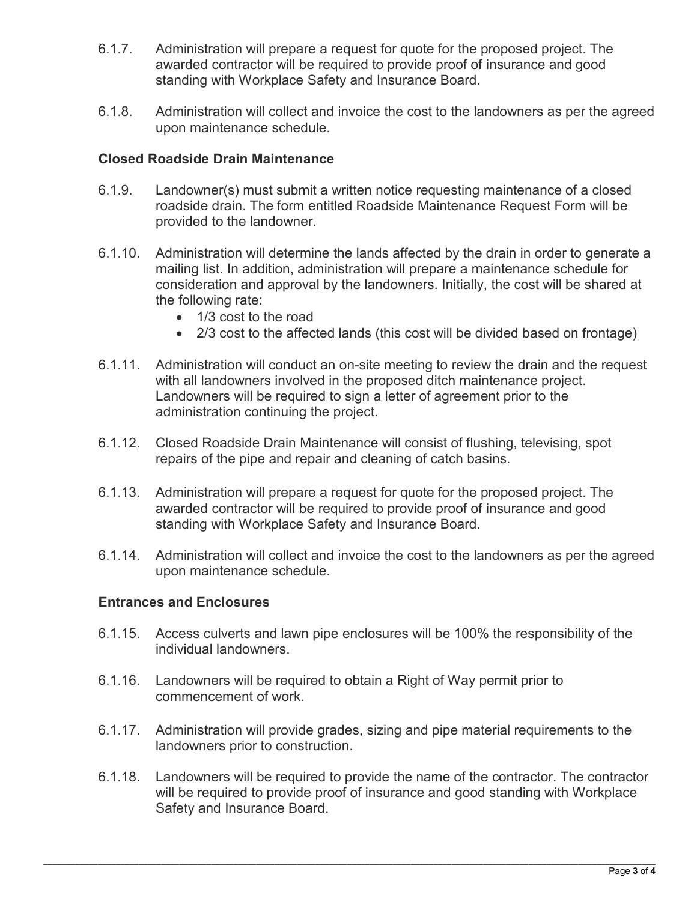6.1.7. Administration will prepare a request for quote for the proposed project. The awarded contractor will be required to provide proof of insurance and good standing with Workplace Safety and Insurance Board.

6.1.8. Administration will collect and invoice the cost to the landowners as per the agreed upon maintenance schedule.

**Closed Roadside Drain Maintenance**

6.1.9. Landowner(s) must submit a written notice requesting maintenance of a closed roadside drain. The form entitled Roadside Maintenance Request Form will be provided to the landowner.

6.1.10. Administration will determine the lands affected by the drain in order to generate a mailing list. In addition, administration will prepare a maintenance schedule for consideration and approval by the landowners. Initially, the cost will be shared at the following rate:

- 1/3 cost to the road
- 2/3 cost to the affected lands (this cost will be divided based on frontage)

6.1.11. Administration will conduct an on-site meeting to review the drain and the request with all landowners involved in the proposed ditch maintenance project. Landowners will be required to sign a letter of agreement prior to the administration continuing the project.

6.1.12. Closed Roadside Drain Maintenance will consist of flushing, televising, spot repairs of the pipe and repair and cleaning of catch basins.

6.1.13. Administration will prepare a request for quote for the proposed project. The awarded contractor will be required to provide proof of insurance and good standing with Workplace Safety and Insurance Board.

6.1.14. Administration will collect and invoice the cost to the landowners as per the agreed upon maintenance schedule.

**Entrances and Enclosures**

6.1.15. Access culverts and lawn pipe enclosures will be 100% the responsibility of the individual landowners.

6.1.16. Landowners will be required to obtain a Right of Way permit prior to commencement of work.

6.1.17. Administration will provide grades, sizing and pipe material requirements to the landowners prior to construction.

6.1.18. Landowners will be required to provide the name of the contractor. The contractor will be required to provide proof of insurance and good standing with Workplace Safety and Insurance Board.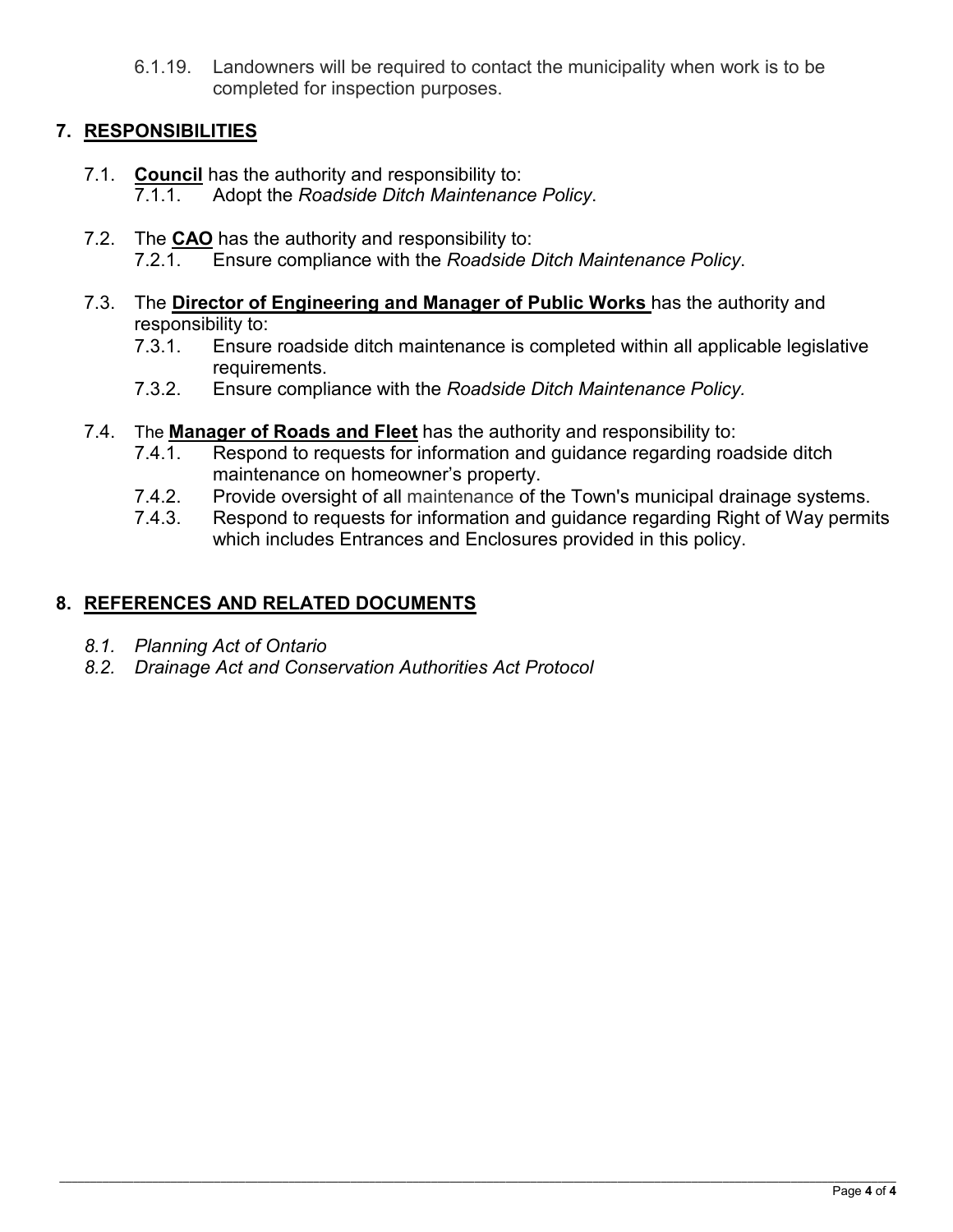6.1.19. Landowners will be required to contact the municipality when work is to be completed for inspection purposes.

## 7. RESPONSIBILITIES

7.1. **Council** has the authority and responsibility to:

- 7.1.1. Adopt the *Roadside Ditch Maintenance Policy*.

7.2. The **CAO** has the authority and responsibility to:

- 7.2.1. Ensure compliance with the *Roadside Ditch Maintenance Policy*.

7.3. The **Director of Engineering and Manager of Public Works** has the authority and responsibility to:

- 7.3.1. Ensure roadside ditch maintenance is completed within all applicable legislative requirements.
- 7.3.2. Ensure compliance with the *Roadside Ditch Maintenance Policy.*

7.4. The **Manager of Roads and Fleet** has the authority and responsibility to:

- 7.4.1. Respond to requests for information and guidance regarding roadside ditch maintenance on homeowner's property.
- 7.4.2. Provide oversight of all maintenance of the Town's municipal drainage systems.
- 7.4.3. Respond to requests for information and guidance regarding Right of Way permits which includes Entrances and Enclosures provided in this policy.

## 8. REFERENCES AND RELATED DOCUMENTS

*8.1. Planning Act of Ontario*

*8.2. Drainage Act and Conservation Authorities Act Protocol*